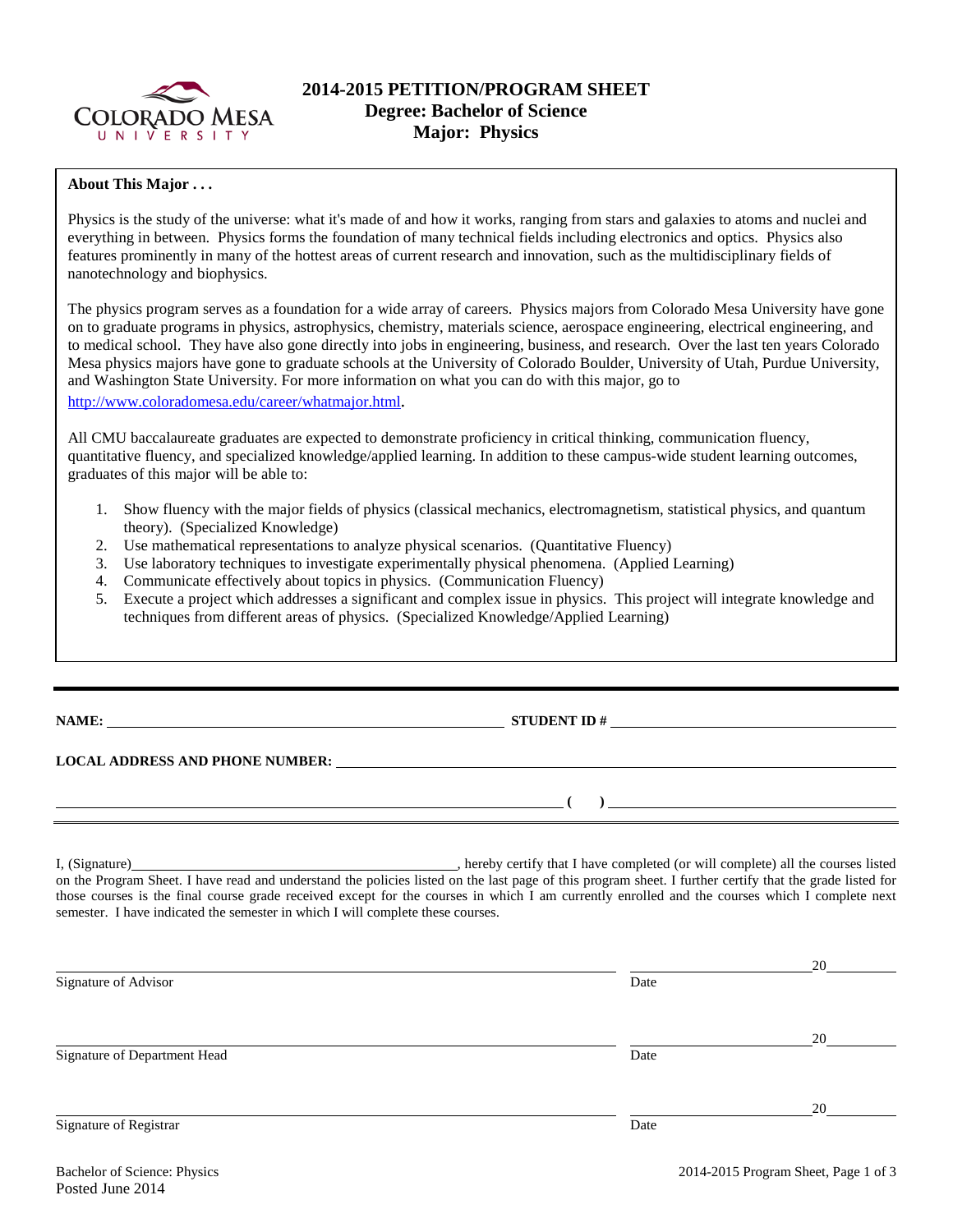# 2014-2015 PETITION/PROGRAM SHEET

## Degree: Bachelor of Science

## Major: Physics

**About This Major . . .**

Physics is the study of the universe: what it's made of and how it works, ranging from stars and galaxies to atoms and nuclei and everything in between. Physics forms the foundation of many technical fields including electronics and optics. Physics also features prominently in many of the hottest areas of current research and innovation, such as the multidisciplinary fields of nanotechnology and biophysics.

The physics program serves as a foundation for a wide array of careers. Physics majors from Colorado Mesa University have gone on to graduate programs in physics, astrophysics, chemistry, materials science, aerospace engineering, electrical engineering, and to medical school. They have also gone directly into jobs in engineering, business, and research. Over the last ten years Colorado Mesa physics majors have gone to graduate schools at the University of Colorado Boulder, University of Utah, Purdue University, and Washington State University. For more information on what you can do with this major, go to http://www.coloradomesa.edu/career/whatmajor.html.

All CMU baccalaureate graduates are expected to demonstrate proficiency in critical thinking, communication fluency, quantitative fluency, and specialized knowledge/applied learning. In addition to these campus-wide student learning outcomes, graduates of this major will be able to:

1. Show fluency with the major fields of physics (classical mechanics, electromagnetism, statistical physics, and quantum theory). (Specialized Knowledge)
2. Use mathematical representations to analyze physical scenarios. (Quantitative Fluency)
3. Use laboratory techniques to investigate experimentally physical phenomena. (Applied Learning)
4. Communicate effectively about topics in physics. (Communication Fluency)
5. Execute a project which addresses a significant and complex issue in physics. This project will integrate knowledge and techniques from different areas of physics. (Specialized Knowledge/Applied Learning)

---

**NAME:** ______________________________ **STUDENT ID #** ______________________________

**LOCAL ADDRESS AND PHONE NUMBER:** ______________________________

______________________________ **( )** ______________________________

I, (Signature) ______________________________, hereby certify that I have completed (or will complete) all the courses listed on the Program Sheet. I have read and understand the policies listed on the last page of this program sheet. I further certify that the grade listed for those courses is the final course grade received except for the courses in which I am currently enrolled and the courses which I complete next semester. I have indicated the semester in which I will complete these courses.

______________________________ ______________ 20______
Signature of Advisor Date

______________________________ ______________ 20______
Signature of Department Head Date

______________________________ ______________ 20______
Signature of Registrar Date

Bachelor of Science: Physics
Posted June 2014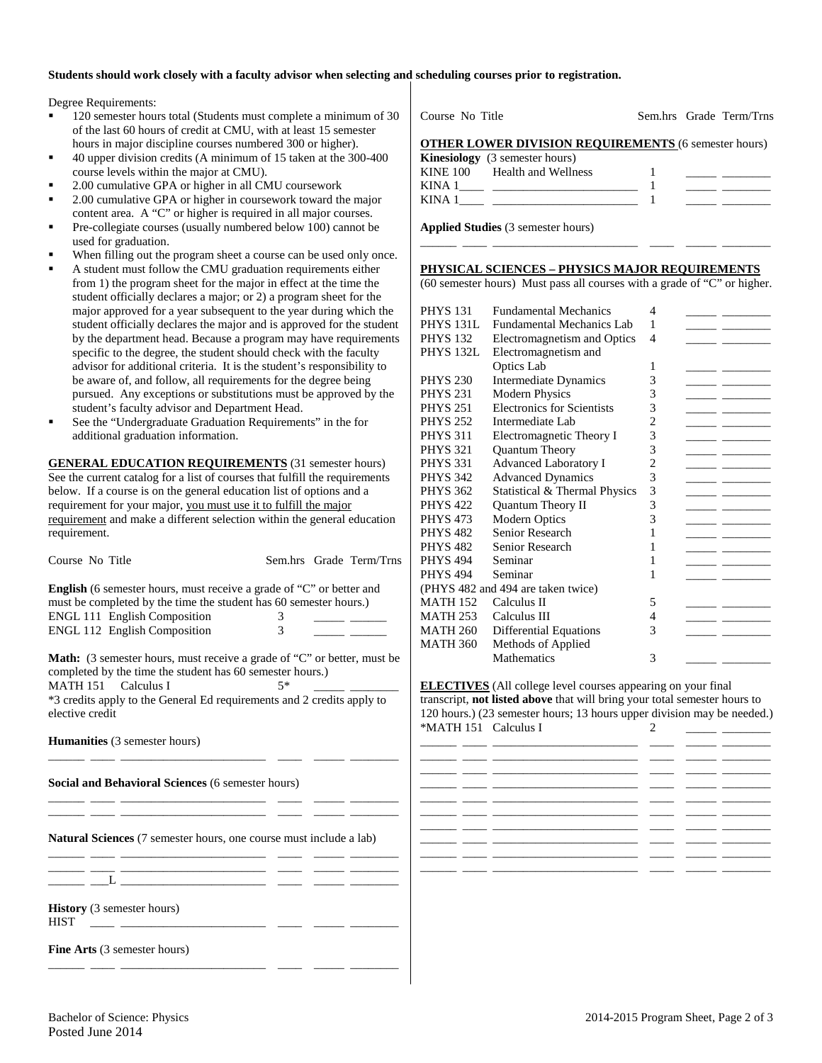**Students should work closely with a faculty advisor when selecting and scheduling courses prior to registration.**

Degree Requirements:

- 120 semester hours total (Students must complete a minimum of 30 of the last 60 hours of credit at CMU, with at least 15 semester hours in major discipline courses numbered 300 or higher).
- 40 upper division credits (A minimum of 15 taken at the 300-400 course levels within the major at CMU).
- 2.00 cumulative GPA or higher in all CMU coursework
- 2.00 cumulative GPA or higher in coursework toward the major content area. A "C" or higher is required in all major courses.
- Pre-collegiate courses (usually numbered below 100) cannot be used for graduation.
- When filling out the program sheet a course can be used only once.
- A student must follow the CMU graduation requirements either from 1) the program sheet for the major in effect at the time the student officially declares a major; or 2) a program sheet for the major approved for a year subsequent to the year during which the student officially declares the major and is approved for the student by the department head. Because a program may have requirements specific to the degree, the student should check with the faculty advisor for additional criteria. It is the student's responsibility to be aware of, and follow, all requirements for the degree being pursued. Any exceptions or substitutions must be approved by the student's faculty advisor and Department Head.
- See the "Undergraduate Graduation Requirements" in the for additional graduation information.

**GENERAL EDUCATION REQUIREMENTS** (31 semester hours) See the current catalog for a list of courses that fulfill the requirements below. If a course is on the general education list of options and a requirement for your major, you must use it to fulfill the major requirement and make a different selection within the general education requirement.

| Course No | Title | Sem.hrs | Grade | Term/Trns |
|---|---|---|---|---|
| **English** (6 semester hours, must receive a grade of "C" or better and must be completed by the time the student has 60 semester hours.) | | | | |
| ENGL 111 | English Composition | 3 | | |
| ENGL 112 | English Composition | 3 | | |
| **Math:** (3 semester hours, must receive a grade of "C" or better, must be completed by the time the student has 60 semester hours.) | | | | |
| MATH 151 | Calculus I | 5* | | |
| *3 credits apply to the General Ed requirements and 2 credits apply to elective credit | | | | |
| **Humanities** (3 semester hours) | | | | |
| | | | | |
| **Social and Behavioral Sciences** (6 semester hours) | | | | |
| | | | | |
| | | | | |
| **Natural Sciences** (7 semester hours, one course must include a lab) | | | | |
| | | | | |
| | | | | |
| ___L | | | | |
| **History** (3 semester hours) | | | | |
| HIST | | | | |
| **Fine Arts** (3 semester hours) | | | | |
| | | | | |

| Course No | Title | Sem.hrs | Grade | Term/Trns |
|---|---|---|---|---|
| **OTHER LOWER DIVISION REQUIREMENTS** (6 semester hours) | | | | |
| **Kinesiology** (3 semester hours) | | | | |
| KINE 100 | Health and Wellness | 1 | | |
| KINA 1____ | | 1 | | |
| KINA 1____ | | 1 | | |
| **Applied Studies** (3 semester hours) | | | | |
| | | | | |

**PHYSICAL SCIENCES – PHYSICS MAJOR REQUIREMENTS**
(60 semester hours) Must pass all courses with a grade of "C" or higher.

| Course No | Title | Sem.hrs | Grade | Term/Trns |
|---|---|---|---|---|
| PHYS 131 | Fundamental Mechanics | 4 | | |
| PHYS 131L | Fundamental Mechanics Lab | 1 | | |
| PHYS 132 | Electromagnetism and Optics | 4 | | |
| PHYS 132L | Electromagnetism and Optics Lab | 1 | | |
| PHYS 230 | Intermediate Dynamics | 3 | | |
| PHYS 231 | Modern Physics | 3 | | |
| PHYS 251 | Electronics for Scientists | 3 | | |
| PHYS 252 | Intermediate Lab | 2 | | |
| PHYS 311 | Electromagnetic Theory I | 3 | | |
| PHYS 321 | Quantum Theory | 3 | | |
| PHYS 331 | Advanced Laboratory I | 2 | | |
| PHYS 342 | Advanced Dynamics | 3 | | |
| PHYS 362 | Statistical & Thermal Physics | 3 | | |
| PHYS 422 | Quantum Theory II | 3 | | |
| PHYS 473 | Modern Optics | 3 | | |
| PHYS 482 | Senior Research | 1 | | |
| PHYS 482 | Senior Research | 1 | | |
| PHYS 494 | Seminar | 1 | | |
| PHYS 494 | Seminar | 1 | | |
| (PHYS 482 and 494 are taken twice) | | | | |
| MATH 152 | Calculus II | 5 | | |
| MATH 253 | Calculus III | 4 | | |
| MATH 260 | Differential Equations | 3 | | |
| MATH 360 | Methods of Applied Mathematics | 3 | | |

**ELECTIVES** (All college level courses appearing on your final transcript, **not listed above** that will bring your total semester hours to 120 hours.) (23 semester hours; 13 hours upper division may be needed.)

| Course No | Title | Sem.hrs | Grade | Term/Trns |
|---|---|---|---|---|
| *MATH 151 | Calculus I | 2 | | |
| | | | | |
| | | | | |
| | | | | |
| | | | | |
| | | | | |
| | | | | |
| | | | | |
| | | | | |
| | | | | |
| | | | | |

Bachelor of Science: Physics
Posted June 2014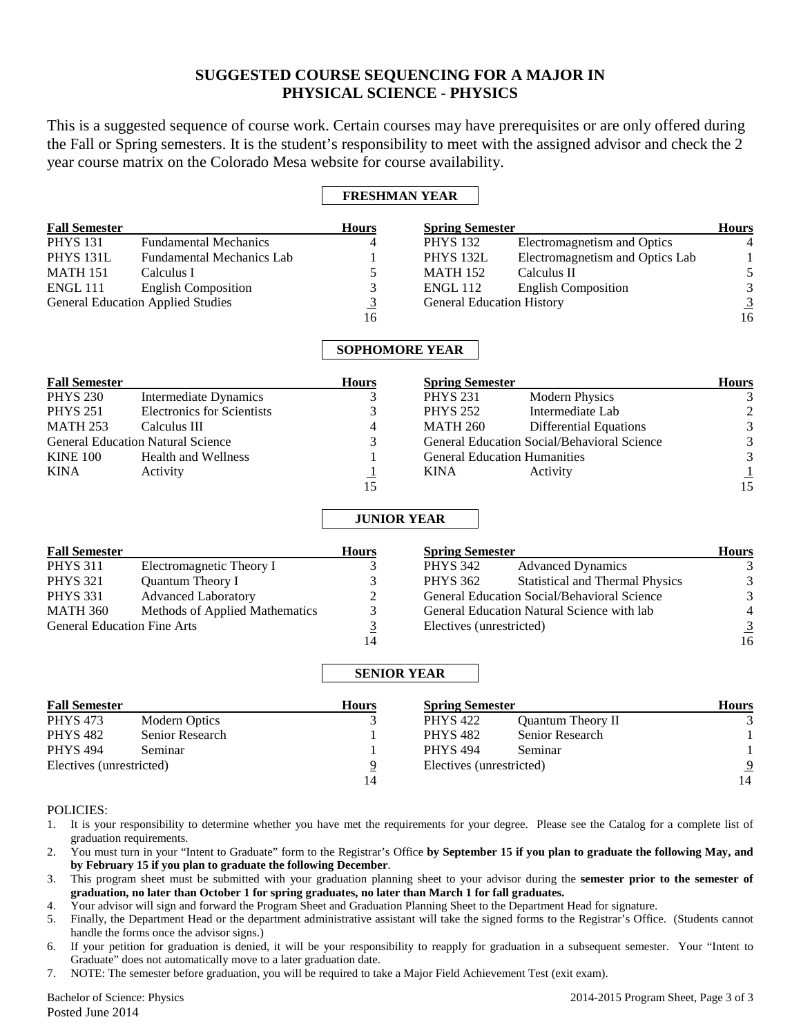# SUGGESTED COURSE SEQUENCING FOR A MAJOR IN PHYSICAL SCIENCE - PHYSICS

This is a suggested sequence of course work. Certain courses may have prerequisites or are only offered during the Fall or Spring semesters. It is the student's responsibility to meet with the assigned advisor and check the 2 year course matrix on the Colorado Mesa website for course availability.

## FRESHMAN YEAR

| Fall Semester | | Hours | Spring Semester | | Hours |
|---|---|---|---|---|---|
| PHYS 131 | Fundamental Mechanics | 4 | PHYS 132 | Electromagnetism and Optics | 4 |
| PHYS 131L | Fundamental Mechanics Lab | 1 | PHYS 132L | Electromagnetism and Optics Lab | 1 |
| MATH 151 | Calculus I | 5 | MATH 152 | Calculus II | 5 |
| ENGL 111 | English Composition | 3 | ENGL 112 | English Composition | 3 |
| General Education Applied Studies | | 3 | General Education History | | 3 |
| | | 16 | | | 16 |

## SOPHOMORE YEAR

| Fall Semester | | Hours | Spring Semester | | Hours |
|---|---|---|---|---|---|
| PHYS 230 | Intermediate Dynamics | 3 | PHYS 231 | Modern Physics | 3 |
| PHYS 251 | Electronics for Scientists | 3 | PHYS 252 | Intermediate Lab | 2 |
| MATH 253 | Calculus III | 4 | MATH 260 | Differential Equations | 3 |
| General Education Natural Science | | 3 | General Education Social/Behavioral Science | | 3 |
| KINE 100 | Health and Wellness | 1 | General Education Humanities | | 3 |
| KINA | Activity | 1 | KINA | Activity | 1 |
| | | 15 | | | 15 |

## JUNIOR YEAR

| Fall Semester | | Hours | Spring Semester | | Hours |
|---|---|---|---|---|---|
| PHYS 311 | Electromagnetic Theory I | 3 | PHYS 342 | Advanced Dynamics | 3 |
| PHYS 321 | Quantum Theory I | 3 | PHYS 362 | Statistical and Thermal Physics | 3 |
| PHYS 331 | Advanced Laboratory | 2 | General Education Social/Behavioral Science | | 3 |
| MATH 360 | Methods of Applied Mathematics | 3 | General Education Natural Science with lab | | 4 |
| General Education Fine Arts | | 3 | Electives (unrestricted) | | 3 |
| | | 14 | | | 16 |

## SENIOR YEAR

| Fall Semester | | Hours | Spring Semester | | Hours |
|---|---|---|---|---|---|
| PHYS 473 | Modern Optics | 3 | PHYS 422 | Quantum Theory II | 3 |
| PHYS 482 | Senior Research | 1 | PHYS 482 | Senior Research | 1 |
| PHYS 494 | Seminar | 1 | PHYS 494 | Seminar | 1 |
| Electives (unrestricted) | | 9 | Electives (unrestricted) | | 9 |
| | | 14 | | | 14 |

POLICIES:

1. It is your responsibility to determine whether you have met the requirements for your degree. Please see the Catalog for a complete list of graduation requirements.
2. You must turn in your "Intent to Graduate" form to the Registrar's Office **by September 15 if you plan to graduate the following May, and by February 15 if you plan to graduate the following December**.
3. This program sheet must be submitted with your graduation planning sheet to your advisor during the **semester prior to the semester of graduation, no later than October 1 for spring graduates, no later than March 1 for fall graduates.**
4. Your advisor will sign and forward the Program Sheet and Graduation Planning Sheet to the Department Head for signature.
5. Finally, the Department Head or the department administrative assistant will take the signed forms to the Registrar's Office. (Students cannot handle the forms once the advisor signs.)
6. If your petition for graduation is denied, it will be your responsibility to reapply for graduation in a subsequent semester. Your "Intent to Graduate" does not automatically move to a later graduation date.
7. NOTE: The semester before graduation, you will be required to take a Major Field Achievement Test (exit exam).

Bachelor of Science: Physics
Posted June 2014